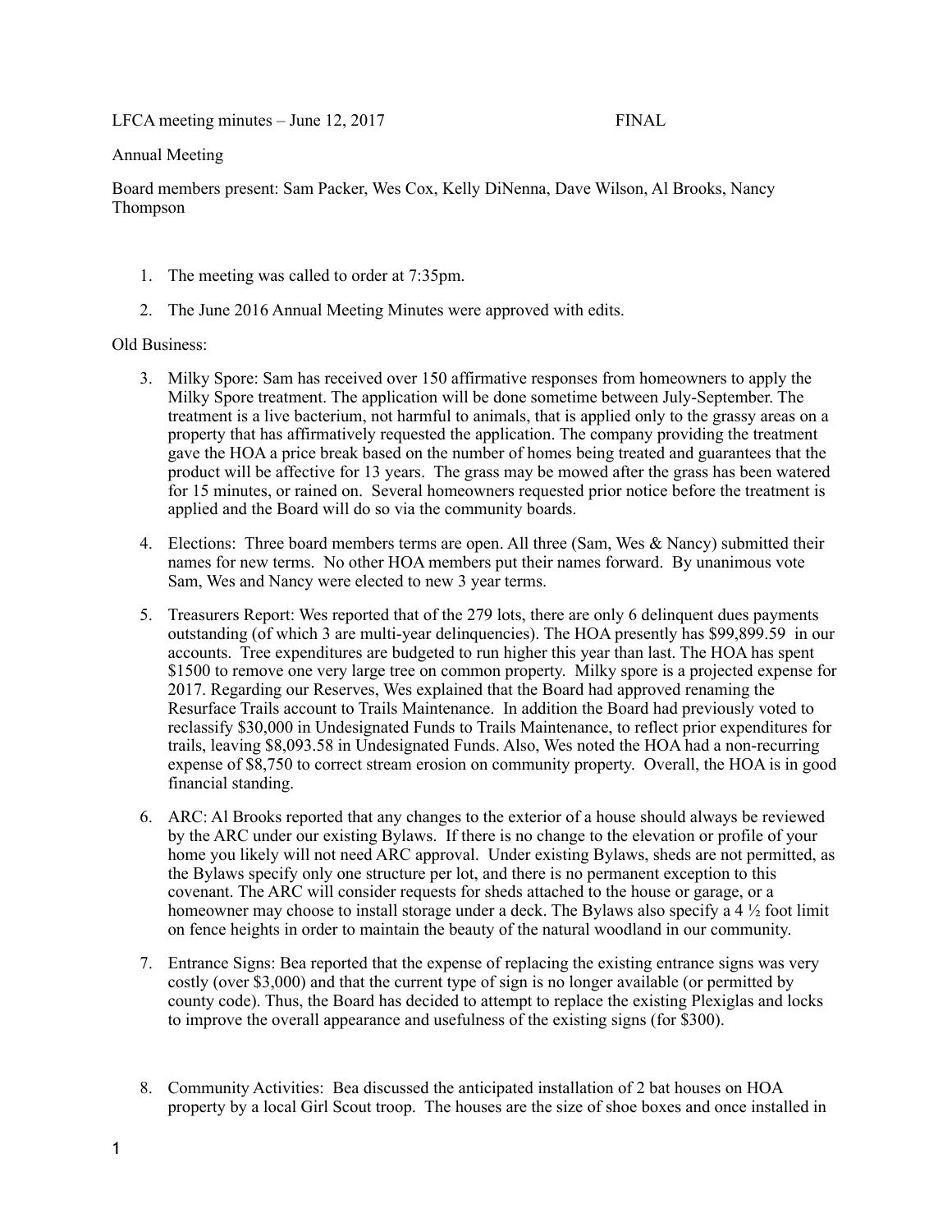LFCA meeting minutes – June 12, 2017 FINAL

Annual Meeting

Board members present: Sam Packer, Wes Cox, Kelly DiNenna, Dave Wilson, Al Brooks, Nancy Thompson

1. The meeting was called to order at 7:35pm.
2. The June 2016 Annual Meeting Minutes were approved with edits.

Old Business:

3. Milky Spore: Sam has received over 150 affirmative responses from homeowners to apply the Milky Spore treatment. The application will be done sometime between July-September. The treatment is a live bacterium, not harmful to animals, that is applied only to the grassy areas on a property that has affirmatively requested the application. The company providing the treatment gave the HOA a price break based on the number of homes being treated and guarantees that the product will be affective for 13 years. The grass may be mowed after the grass has been watered for 15 minutes, or rained on. Several homeowners requested prior notice before the treatment is applied and the Board will do so via the community boards.
4. Elections: Three board members terms are open. All three (Sam, Wes & Nancy) submitted their names for new terms. No other HOA members put their names forward. By unanimous vote Sam, Wes and Nancy were elected to new 3 year terms.
5. Treasurers Report: Wes reported that of the 279 lots, there are only 6 delinquent dues payments outstanding (of which 3 are multi-year delinquencies). The HOA presently has $99,899.59 in our accounts. Tree expenditures are budgeted to run higher this year than last. The HOA has spent $1500 to remove one very large tree on common property. Milky spore is a projected expense for 2017. Regarding our Reserves, Wes explained that the Board had approved renaming the Resurface Trails account to Trails Maintenance. In addition the Board had previously voted to reclassify $30,000 in Undesignated Funds to Trails Maintenance, to reflect prior expenditures for trails, leaving $8,093.58 in Undesignated Funds. Also, Wes noted the HOA had a non-recurring expense of $8,750 to correct stream erosion on community property. Overall, the HOA is in good financial standing.
6. ARC: Al Brooks reported that any changes to the exterior of a house should always be reviewed by the ARC under our existing Bylaws. If there is no change to the elevation or profile of your home you likely will not need ARC approval. Under existing Bylaws, sheds are not permitted, as the Bylaws specify only one structure per lot, and there is no permanent exception to this covenant. The ARC will consider requests for sheds attached to the house or garage, or a homeowner may choose to install storage under a deck. The Bylaws also specify a 4 ½ foot limit on fence heights in order to maintain the beauty of the natural woodland in our community.
7. Entrance Signs: Bea reported that the expense of replacing the existing entrance signs was very costly (over $3,000) and that the current type of sign is no longer available (or permitted by county code). Thus, the Board has decided to attempt to replace the existing Plexiglas and locks to improve the overall appearance and usefulness of the existing signs (for $300).
8. Community Activities: Bea discussed the anticipated installation of 2 bat houses on HOA property by a local Girl Scout troop. The houses are the size of shoe boxes and once installed in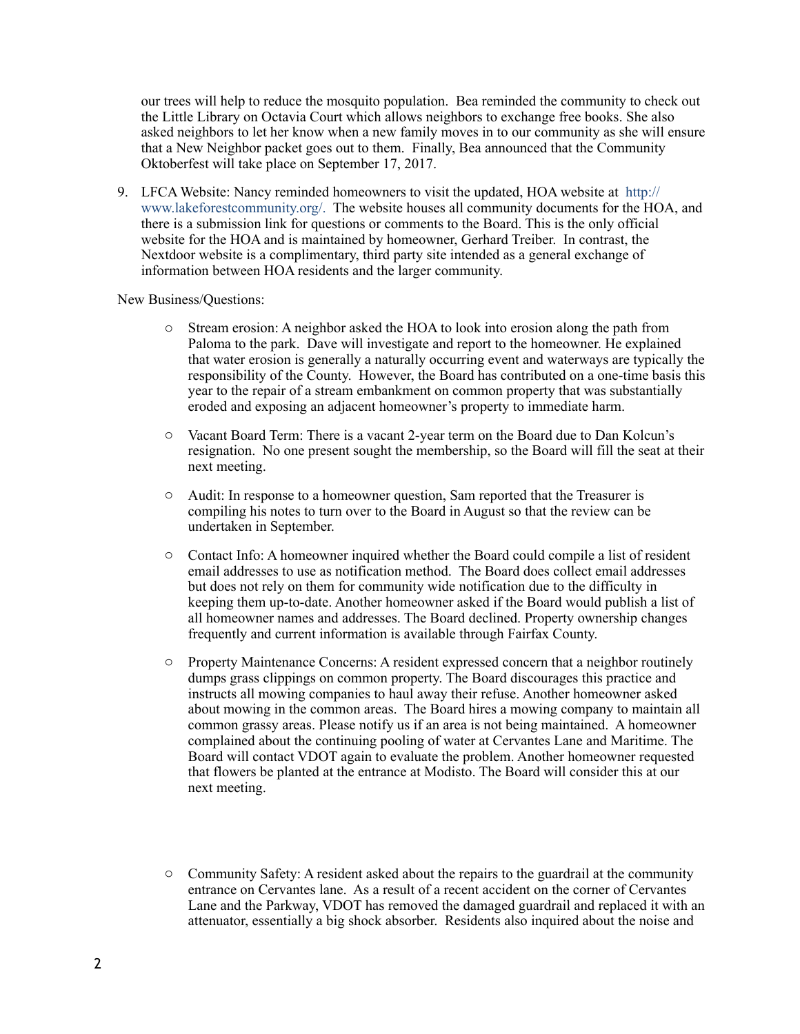our trees will help to reduce the mosquito population. Bea reminded the community to check out the Little Library on Octavia Court which allows neighbors to exchange free books. She also asked neighbors to let her know when a new family moves in to our community as she will ensure that a New Neighbor packet goes out to them. Finally, Bea announced that the Community Oktoberfest will take place on September 17, 2017.

9. LFCA Website: Nancy reminded homeowners to visit the updated, HOA website at http://www.lakeforestcommunity.org/. The website houses all community documents for the HOA, and there is a submission link for questions or comments to the Board. This is the only official website for the HOA and is maintained by homeowner, Gerhard Treiber. In contrast, the Nextdoor website is a complimentary, third party site intended as a general exchange of information between HOA residents and the larger community.

New Business/Questions:

- Stream erosion: A neighbor asked the HOA to look into erosion along the path from Paloma to the park. Dave will investigate and report to the homeowner. He explained that water erosion is generally a naturally occurring event and waterways are typically the responsibility of the County. However, the Board has contributed on a one-time basis this year to the repair of a stream embankment on common property that was substantially eroded and exposing an adjacent homeowner's property to immediate harm.

- Vacant Board Term: There is a vacant 2-year term on the Board due to Dan Kolcun's resignation. No one present sought the membership, so the Board will fill the seat at their next meeting.

- Audit: In response to a homeowner question, Sam reported that the Treasurer is compiling his notes to turn over to the Board in August so that the review can be undertaken in September.

- Contact Info: A homeowner inquired whether the Board could compile a list of resident email addresses to use as notification method. The Board does collect email addresses but does not rely on them for community wide notification due to the difficulty in keeping them up-to-date. Another homeowner asked if the Board would publish a list of all homeowner names and addresses. The Board declined. Property ownership changes frequently and current information is available through Fairfax County.

- Property Maintenance Concerns: A resident expressed concern that a neighbor routinely dumps grass clippings on common property. The Board discourages this practice and instructs all mowing companies to haul away their refuse. Another homeowner asked about mowing in the common areas. The Board hires a mowing company to maintain all common grassy areas. Please notify us if an area is not being maintained. A homeowner complained about the continuing pooling of water at Cervantes Lane and Maritime. The Board will contact VDOT again to evaluate the problem. Another homeowner requested that flowers be planted at the entrance at Modisto. The Board will consider this at our next meeting.

- Community Safety: A resident asked about the repairs to the guardrail at the community entrance on Cervantes lane. As a result of a recent accident on the corner of Cervantes Lane and the Parkway, VDOT has removed the damaged guardrail and replaced it with an attenuator, essentially a big shock absorber. Residents also inquired about the noise and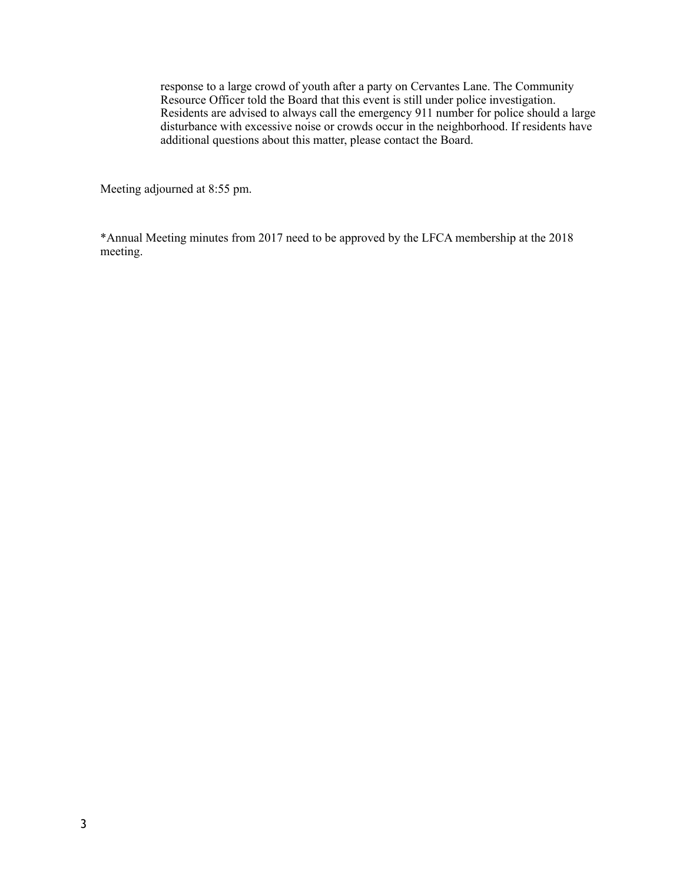response to a large crowd of youth after a party on Cervantes Lane. The Community Resource Officer told the Board that this event is still under police investigation. Residents are advised to always call the emergency 911 number for police should a large disturbance with excessive noise or crowds occur in the neighborhood. If residents have additional questions about this matter, please contact the Board.

Meeting adjourned at 8:55 pm.

*Annual Meeting minutes from 2017 need to be approved by the LFCA membership at the 2018 meeting.